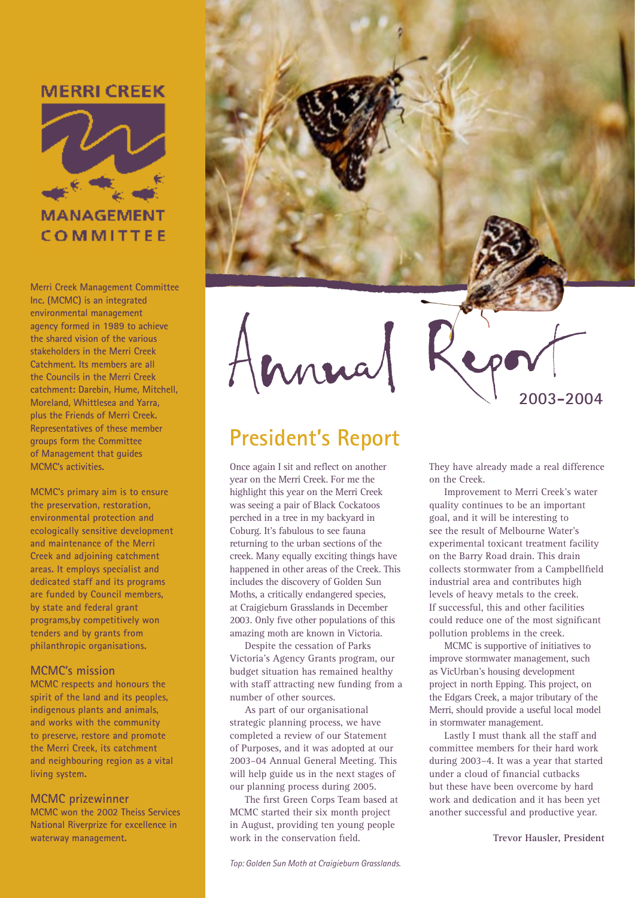# MERRI CREEK MANAGEMENT COMMITTEE

**Merri Creek Management Committee Inc. (MCMC) is an integrated environmental management agency formed in 1989 to achieve the shared vision of the various stakeholders in the Merri Creek Catchment. Its members are all the Councils in the Merri Creek catchment: Darebin, Hume, Mitchell, Moreland, Whittlesea and Yarra, plus the Friends of Merri Creek. Representatives of these member groups form the Committee of Management that guides MCMC's activities.**

**MCMC's primary aim is to ensure the preservation, restoration, environmental protection and ecologically sensitive development and maintenance of the Merri Creek and adjoining catchment areas. It employs specialist and dedicated staff and its programs are funded by Council members, by state and federal grant programs,by competitively won tenders and by grants from philanthropic organisations.**

### MCMC's mission

**MCMC respects and honours the spirit of the land and its peoples, indigenous plants and animals, and works with the community to preserve, restore and promote the Merri Creek, its catchment and neighbouring region as a vital living system.**

### MCMC prizewinner

**MCMC won the 2002 Theiss Services National Riverprize for excellence in waterway management.**

# Annual Report 2003-2004

## President's Report

Once again I sit and reflect on another year on the Merri Creek. For me the highlight this year on the Merri Creek was seeing a pair of Black Cockatoos perched in a tree in my backyard in Coburg. It's fabulous to see fauna returning to the urban sections of the creek. Many equally exciting things have happened in other areas of the Creek. This includes the discovery of Golden Sun Moths, a critically endangered species, at Craigieburn Grasslands in December 2003. Only five other populations of this amazing moth are known in Victoria.

Despite the cessation of Parks Victoria's Agency Grants program, our budget situation has remained healthy with staff attracting new funding from a number of other sources.

As part of our organisational strategic planning process, we have completed a review of our Statement of Purposes, and it was adopted at our 2003–04 Annual General Meeting. This will help guide us in the next stages of our planning process during 2005.

The first Green Corps Team based at MCMC started their six month project in August, providing ten young people work in the conservation field. They have already made a real difference on the Creek.

Improvement to Merri Creek's water quality continues to be an important goal, and it will be interesting to see the result of Melbourne Water's experimental toxicant treatment facility on the Barry Road drain. This drain collects stormwater from a Campbellfield industrial area and contributes high levels of heavy metals to the creek. If successful, this and other facilities could reduce one of the most significant pollution problems in the creek.

MCMC is supportive of initiatives to improve stormwater management, such as VicUrban's housing development project in north Epping. This project, on the Edgars Creek, a major tributary of the Merri, should provide a useful local model in stormwater management.

Lastly I must thank all the staff and committee members for their hard work during 2003–4. It was a year that started under a cloud of financial cutbacks but these have been overcome by hard work and dedication and it has been yet another successful and productive year.

**Trevor Hausler, President**

*Top: Golden Sun Moth at Craigieburn Grasslands.*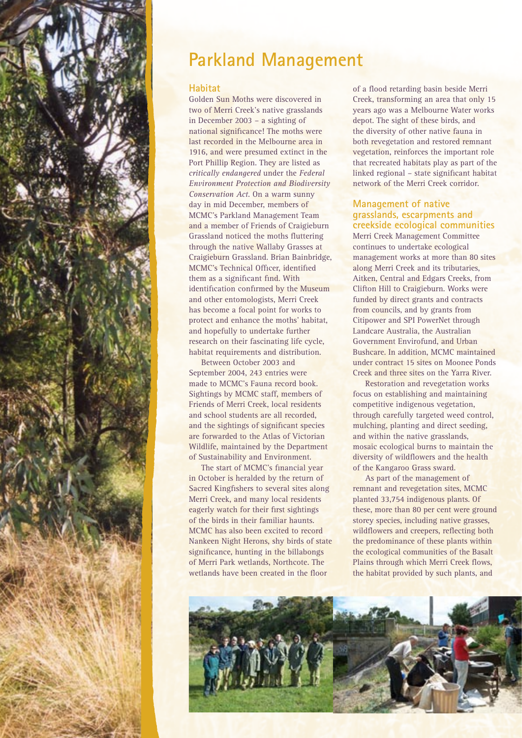# Parkland Management

## Habitat

Golden Sun Moths were discovered in two of Merri Creek's native grasslands in December 2003 – a sighting of national significance! The moths were last recorded in the Melbourne area in 1916, and were presumed extinct in the Port Phillip Region. They are listed as *critically endangered* under the *Federal Environment Protection and Biodiversity Conservation Act*. On a warm sunny day in mid December, members of MCMC's Parkland Management Team and a member of Friends of Craigieburn Grassland noticed the moths fluttering through the native Wallaby Grasses at Craigieburn Grassland. Brian Bainbridge, MCMC's Technical Officer, identified them as a significant find. With identification confirmed by the Museum and other entomologists, Merri Creek has become a focal point for works to protect and enhance the moths' habitat, and hopefully to undertake further research on their fascinating life cycle, habitat requirements and distribution.

Between October 2003 and September 2004, 243 entries were made to MCMC's Fauna record book. Sightings by MCMC staff, members of Friends of Merri Creek, local residents and school students are all recorded, and the sightings of significant species are forwarded to the Atlas of Victorian Wildlife, maintained by the Department of Sustainability and Environment.

The start of MCMC's financial year in October is heralded by the return of Sacred Kingfishers to several sites along Merri Creek, and many local residents eagerly watch for their first sightings of the birds in their familiar haunts. MCMC has also been excited to record Nankeen Night Herons, shy birds of state significance, hunting in the billabongs of Merri Park wetlands, Northcote. The wetlands have been created in the floor of a flood retarding basin beside Merri Creek, transforming an area that only 15 years ago was a Melbourne Water works depot. The sight of these birds, and the diversity of other native fauna in both revegetation and restored remnant vegetation, reinforces the important role that recreated habitats play as part of the linked regional – state significant habitat network of the Merri Creek corridor.

## Management of native grasslands, escarpments and creekside ecological communities

Merri Creek Management Committee continues to undertake ecological management works at more than 80 sites along Merri Creek and its tributaries, Aitken, Central and Edgars Creeks, from Clifton Hill to Craigieburn. Works were funded by direct grants and contracts from councils, and by grants from Citipower and SPI PowerNet through Landcare Australia, the Australian Government Envirofund, and Urban Bushcare. In addition, MCMC maintained under contract 15 sites on Moonee Ponds Creek and three sites on the Yarra River.

Restoration and revegetation works focus on establishing and maintaining competitive indigenous vegetation, through carefully targeted weed control, mulching, planting and direct seeding, and within the native grasslands, mosaic ecological burns to maintain the diversity of wildflowers and the health of the Kangaroo Grass sward.

As part of the management of remnant and revegetation sites, MCMC planted 33,754 indigenous plants. Of these, more than 80 per cent were ground storey species, including native grasses, wildflowers and creepers, reflecting both the predominance of these plants within the ecological communities of the Basalt Plains through which Merri Creek flows, the habitat provided by such plants, and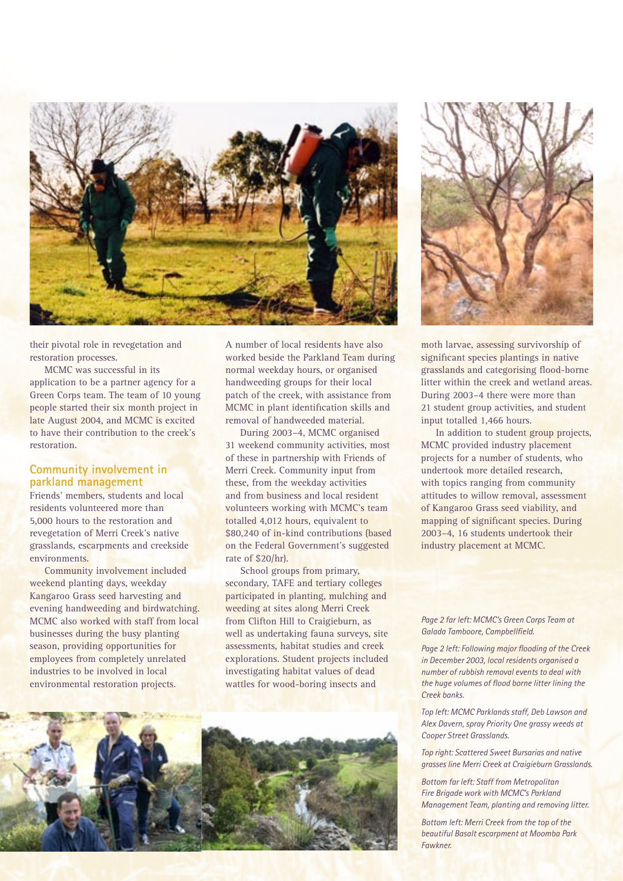their pivotal role in revegetation and restoration processes.

MCMC was successful in its application to be a partner agency for a Green Corps team. The team of 10 young people started their six month project in late August 2004, and MCMC is excited to have their contribution to the creek's restoration.

## Community involvement in parkland management

Friends' members, students and local residents volunteered more than 5,000 hours to the restoration and revegetation of Merri Creek's native grasslands, escarpments and creekside environments.

Community involvement included weekend planting days, weekday Kangaroo Grass seed harvesting and evening handweeding and birdwatching. MCMC also worked with staff from local businesses during the busy planting season, providing opportunities for employees from completely unrelated industries to be involved in local environmental restoration projects.

A number of local residents have also worked beside the Parkland Team during normal weekday hours, or organised handweeding groups for their local patch of the creek, with assistance from MCMC in plant identification skills and removal of handweeded material.

During 2003–4, MCMC organised 31 weekend community activities, most of these in partnership with Friends of Merri Creek. Community input from these, from the weekday activities and from business and local resident volunteers working with MCMC's team totalled 4,012 hours, equivalent to $80,240 of in-kind contributions (based on the Federal Government's suggested rate of $20/hr).

School groups from primary, secondary, TAFE and tertiary colleges participated in planting, mulching and weeding at sites along Merri Creek from Clifton Hill to Craigieburn, as well as undertaking fauna surveys, site assessments, habitat studies and creek explorations. Student projects included investigating habitat values of dead wattles for wood-boring insects and moth larvae, assessing survivorship of significant species plantings in native grasslands and categorising flood-borne litter within the creek and wetland areas. During 2003–4 there were more than 21 student group activities, and student input totalled 1,466 hours.

In addition to student group projects, MCMC provided industry placement projects for a number of students, who undertook more detailed research, with topics ranging from community attitudes to willow removal, assessment of Kangaroo Grass seed viability, and mapping of significant species. During 2003–4, 16 students undertook their industry placement at MCMC.

*Page 2 far left: MCMC's Green Corps Team at Galada Tamboore, Campbellfield.*

*Page 2 left: Following major flooding of the Creek in December 2003, local residents organised a number of rubbish removal events to deal with the huge volumes of flood borne litter lining the Creek banks.*

*Top left: MCMC Parklands staff, Deb Lawson and Alex Davern, spray Priority One grassy weeds at Cooper Street Grasslands.*

*Top right: Scattered Sweet Bursarias and native grasses line Merri Creek at Craigieburn Grasslands.*

*Bottom far left: Staff from Metropolitan Fire Brigade work with MCMC's Parkland Management Team, planting and removing litter.*

*Bottom left: Merri Creek from the top of the beautiful Basalt escarpment at Moomba Park Fawkner.*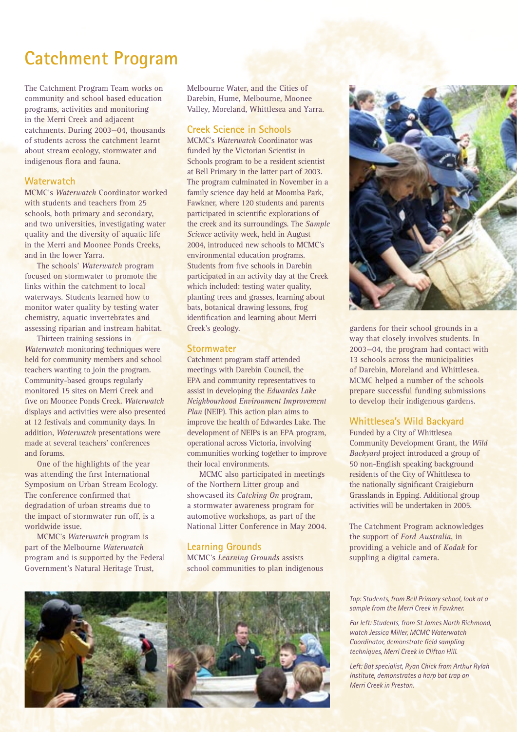# Catchment Program

The Catchment Program Team works on community and school based education programs, activities and monitoring in the Merri Creek and adjacent catchments. During 2003–04, thousands of students across the catchment learnt about stream ecology, stormwater and indigenous flora and fauna.

## Waterwatch

MCMC's *Waterwatch* Coordinator worked with students and teachers from 25 schools, both primary and secondary, and two universities, investigating water quality and the diversity of aquatic life in the Merri and Moonee Ponds Creeks, and in the lower Yarra.

The schools' *Waterwatch* program focused on stormwater to promote the links within the catchment to local waterways. Students learned how to monitor water quality by testing water chemistry, aquatic invertebrates and assessing riparian and instream habitat.

Thirteen training sessions in *Waterwatch* monitoring techniques were held for community members and school teachers wanting to join the program. Community-based groups regularly monitored 15 sites on Merri Creek and five on Moonee Ponds Creek. *Waterwatch* displays and activities were also presented at 12 festivals and community days. In addition, *Waterwatch* presentations were made at several teachers' conferences and forums.

One of the highlights of the year was attending the first International Symposium on Urban Stream Ecology. The conference confirmed that degradation of urban streams due to the impact of stormwater run off, is a worldwide issue.

MCMC's *Waterwatch* program is part of the Melbourne *Waterwatch* program and is supported by the Federal Government's Natural Heritage Trust, Melbourne Water, and the Cities of Darebin, Hume, Melbourne, Moonee Valley, Moreland, Whittlesea and Yarra.

## Creek Science in Schools

MCMC's *Waterwatch* Coordinator was funded by the Victorian Scientist in Schools program to be a resident scientist at Bell Primary in the latter part of 2003. The program culminated in November in a family science day held at Moomba Park, Fawkner, where 120 students and parents participated in scientific explorations of the creek and its surroundings. The *Sample Science* activity week, held in August 2004, introduced new schools to MCMC's environmental education programs. Students from five schools in Darebin participated in an activity day at the Creek which included: testing water quality, planting trees and grasses, learning about bats, botanical drawing lessons, frog identification and learning about Merri Creek's geology.

## Stormwater

Catchment program staff attended meetings with Darebin Council, the EPA and community representatives to assist in developing the *Edwardes Lake Neighbourhood Environment Improvement Plan* (NEIP). This action plan aims to improve the health of Edwardes Lake. The development of NEIPs is an EPA program, operational across Victoria, involving communities working together to improve their local environments.

MCMC also participated in meetings of the Northern Litter group and showcased its *Catching On* program, a stormwater awareness program for automotive workshops, as part of the National Litter Conference in May 2004.

## Learning Grounds

MCMC's *Learning Grounds* assists school communities to plan indigenous gardens for their school grounds in a way that closely involves students. In 2003–04, the program had contact with 13 schools across the municipalities of Darebin, Moreland and Whittlesea. MCMC helped a number of the schools prepare successful funding submissions to develop their indigenous gardens.

## Whittlesea's Wild Backyard

Funded by a City of Whittlesea Community Development Grant, the *Wild Backyard* project introduced a group of 50 non-English speaking background residents of the City of Whittlesea to the nationally significant Craigieburn Grasslands in Epping. Additional group activities will be undertaken in 2005.

The Catchment Program acknowledges the support of *Ford Australia*, in providing a vehicle and of *Kodak* for suppling a digital camera.

*Top: Students, from Bell Primary school, look at a sample from the Merri Creek in Fawkner.*

*Far left: Students, from St James North Richmond, watch Jessica Miller, MCMC Waterwatch Coordinator, demonstrate field sampling techniques, Merri Creek in Clifton Hill.*

*Left: Bat specialist, Ryan Chick from Arthur Rylah Institute, demonstrates a harp bat trap on Merri Creek in Preston.*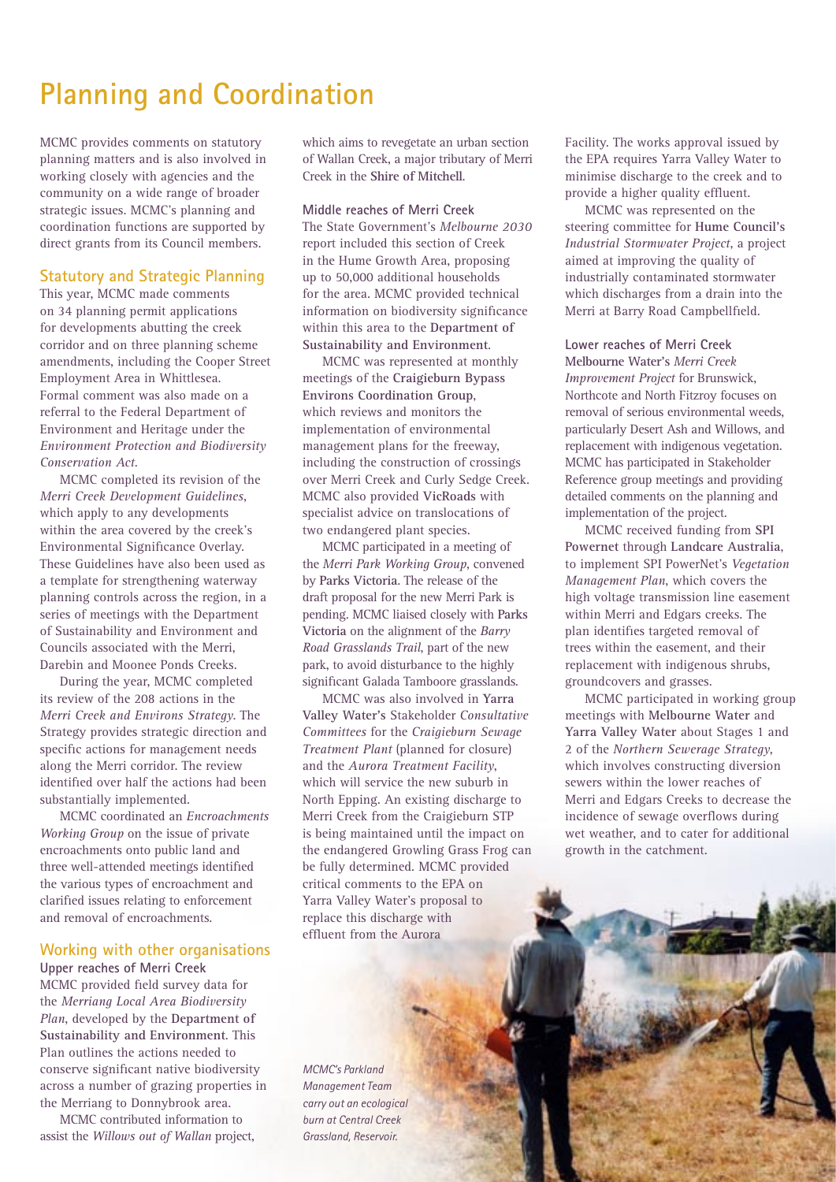# Planning and Coordination

MCMC provides comments on statutory planning matters and is also involved in working closely with agencies and the community on a wide range of broader strategic issues. MCMC's planning and coordination functions are supported by direct grants from its Council members.

## Statutory and Strategic Planning

This year, MCMC made comments on 34 planning permit applications for developments abutting the creek corridor and on three planning scheme amendments, including the Cooper Street Employment Area in Whittlesea. Formal comment was also made on a referral to the Federal Department of Environment and Heritage under the *Environment Protection and Biodiversity Conservation Act*.

MCMC completed its revision of the *Merri Creek Development Guidelines*, which apply to any developments within the area covered by the creek's Environmental Significance Overlay. These Guidelines have also been used as a template for strengthening waterway planning controls across the region, in a series of meetings with the Department of Sustainability and Environment and Councils associated with the Merri, Darebin and Moonee Ponds Creeks.

During the year, MCMC completed its review of the 208 actions in the *Merri Creek and Environs Strategy*. The Strategy provides strategic direction and specific actions for management needs along the Merri corridor. The review identified over half the actions had been substantially implemented.

MCMC coordinated an *Encroachments Working Group* on the issue of private encroachments onto public land and three well-attended meetings identified the various types of encroachment and clarified issues relating to enforcement and removal of encroachments.

## Working with other organisations

### Upper reaches of Merri Creek

MCMC provided field survey data for the *Merriang Local Area Biodiversity Plan*, developed by the **Department of Sustainability and Environment**. This Plan outlines the actions needed to conserve significant native biodiversity across a number of grazing properties in the Merriang to Donnybrook area.

MCMC contributed information to assist the *Willows out of Wallan* project, which aims to revegetate an urban section of Wallan Creek, a major tributary of Merri Creek in the **Shire of Mitchell**.

### Middle reaches of Merri Creek

The State Government's *Melbourne 2030* report included this section of Creek in the Hume Growth Area, proposing up to 50,000 additional households for the area. MCMC provided technical information on biodiversity significance within this area to the **Department of Sustainability and Environment**.

MCMC was represented at monthly meetings of the **Craigieburn Bypass Environs Coordination Group**, which reviews and monitors the implementation of environmental management plans for the freeway, including the construction of crossings over Merri Creek and Curly Sedge Creek. MCMC also provided **VicRoads** with specialist advice on translocations of two endangered plant species.

MCMC participated in a meeting of the *Merri Park Working Group*, convened by **Parks Victoria**. The release of the draft proposal for the new Merri Park is pending. MCMC liaised closely with **Parks Victoria** on the alignment of the *Barry Road Grasslands Trail*, part of the new park, to avoid disturbance to the highly significant Galada Tamboore grasslands.

MCMC was also involved in **Yarra Valley Water's** Stakeholder *Consultative Committees* for the *Craigieburn Sewage Treatment Plant* (planned for closure) and the *Aurora Treatment Facility*, which will service the new suburb in North Epping. An existing discharge to Merri Creek from the Craigieburn STP is being maintained until the impact on the endangered Growling Grass Frog can be fully determined. MCMC provided critical comments to the EPA on Yarra Valley Water's proposal to replace this discharge with effluent from the Aurora Facility. The works approval issued by the EPA requires Yarra Valley Water to minimise discharge to the creek and to provide a higher quality effluent.

MCMC was represented on the steering committee for **Hume Council's** *Industrial Stormwater Project*, a project aimed at improving the quality of industrially contaminated stormwater which discharges from a drain into the Merri at Barry Road Campbellfield.

### Lower reaches of Merri Creek

**Melbourne Water's** *Merri Creek Improvement Project* for Brunswick, Northcote and North Fitzroy focuses on removal of serious environmental weeds, particularly Desert Ash and Willows, and replacement with indigenous vegetation. MCMC has participated in Stakeholder Reference group meetings and providing detailed comments on the planning and implementation of the project.

MCMC received funding from **SPI Powernet** through **Landcare Australia**, to implement SPI PowerNet's *Vegetation Management Plan*, which covers the high voltage transmission line easement within Merri and Edgars creeks. The plan identifies targeted removal of trees within the easement, and their replacement with indigenous shrubs, groundcovers and grasses.

MCMC participated in working group meetings with **Melbourne Water** and **Yarra Valley Water** about Stages 1 and 2 of the *Northern Sewerage Strategy*, which involves constructing diversion sewers within the lower reaches of Merri and Edgars Creeks to decrease the incidence of sewage overflows during wet weather, and to cater for additional growth in the catchment.

*MCMC's Parkland Management Team carry out an ecological burn at Central Creek Grassland, Reservoir.*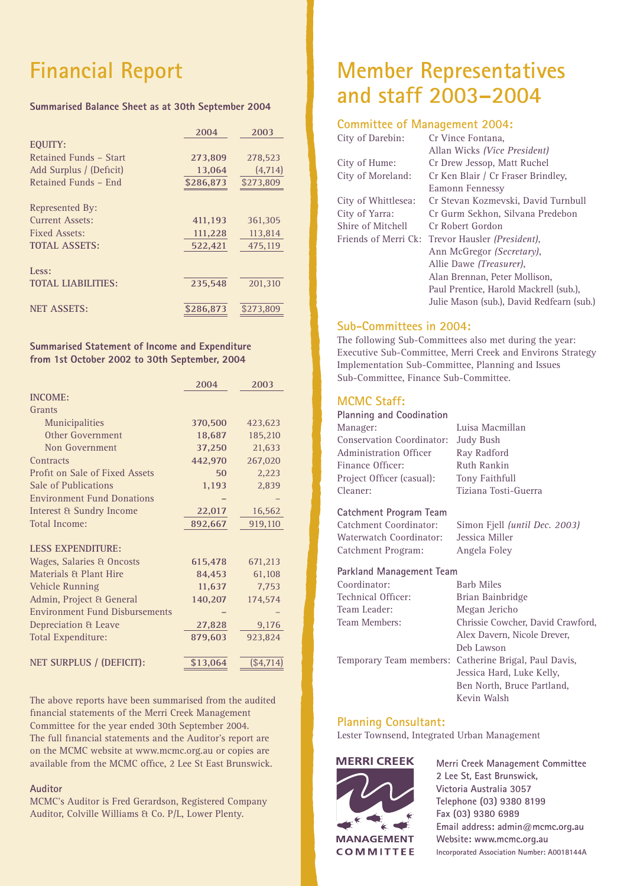# Financial Report

**Summarised Balance Sheet as at 30th September 2004**

| | 2004 | 2003 |
|---|---|---|
| EQUITY: | | |
| Retained Funds – Start | 273,809 | 278,523 |
| Add Surplus / (Deficit) | 13,064 | (4,714) |
| Retained Funds – End | $286,873 | $273,809 |
| | | |
| Represented By: | | |
| Current Assets: | 411,193 | 361,305 |
| Fixed Assets: | 111,228 | 113,814 |
| TOTAL ASSETS: | 522,421 | 475,119 |
| | | |
| Less: | | |
| TOTAL LIABILITIES: | 235,548 | 201,310 |
| | | |
| NET ASSETS: | $286,873 | $273,809 |

**Summarised Statement of Income and Expenditure from 1st October 2002 to 30th September, 2004**

| | 2004 | 2003 |
|---|---|---|
| INCOME: | | |
| Grants | | |
| Municipalities | 370,500 | 423,623 |
| Other Government | 18,687 | 185,210 |
| Non Government | 37,250 | 21,633 |
| Contracts | 442,970 | 267,020 |
| Profit on Sale of Fixed Assets | 50 | 2,223 |
| Sale of Publications | 1,193 | 2,839 |
| Environment Fund Donations | – | – |
| Interest & Sundry Income | 22,017 | 16,562 |
| Total Income: | 892,667 | 919,110 |
| | | |
| LESS EXPENDITURE: | | |
| Wages, Salaries & Oncosts | 615,478 | 671,213 |
| Materials & Plant Hire | 84,453 | 61,108 |
| Vehicle Running | 11,637 | 7,753 |
| Admin, Project & General | 140,207 | 174,574 |
| Environment Fund Disbursements | – | – |
| Depreciation & Leave | 27,828 | 9,176 |
| Total Expenditure: | 879,603 | 923,824 |
| | | |
| NET SURPLUS / (DEFICIT): | $13,064 | ($4,714) |

The above reports have been summarised from the audited financial statements of the Merri Creek Management Committee for the year ended 30th September 2004. The full financial statements and the Auditor's report are on the MCMC website at www.mcmc.org.au or copies are available from the MCMC office, 2 Lee St East Brunswick.

**Auditor**

MCMC's Auditor is Fred Gerardson, Registered Company Auditor, Colville Williams & Co. P/L, Lower Plenty.

# Member Representatives and staff 2003–2004

## Committee of Management 2004:

| | |
|---|---|
| City of Darebin: | Cr Vince Fontana, Allan Wicks *(Vice President)* |
| City of Hume: | Cr Drew Jessop, Matt Ruchel |
| City of Moreland: | Cr Ken Blair / Cr Fraser Brindley, Eamonn Fennessy |
| City of Whittlesea: | Cr Stevan Kozmevski, David Turnbull |
| City of Yarra: | Cr Gurm Sekhon, Silvana Predebon |
| Shire of Mitchell | Cr Robert Gordon |
| Friends of Merri Ck: | Trevor Hausler *(President)*, Ann McGregor *(Secretary)*, Allie Dawe *(Treasurer)*, Alan Brennan, Peter Mollison, Paul Prentice, Harold Mackrell (sub.), Julie Mason (sub.), David Redfearn (sub.) |

## Sub-Committees in 2004:

The following Sub-Committees also met during the year: Executive Sub-Committee, Merri Creek and Environs Strategy Implementation Sub-Committee, Planning and Issues Sub-Committee, Finance Sub-Committee.

## MCMC Staff:

**Planning and Coodination**

| | |
|---|---|
| Manager: | Luisa Macmillan |
| Conservation Coordinator: | Judy Bush |
| Administration Officer | Ray Radford |
| Finance Officer: | Ruth Rankin |
| Project Officer (casual): | Tony Faithfull |
| Cleaner: | Tiziana Tosti-Guerra |

**Catchment Program Team**

| | |
|---|---|
| Catchment Coordinator: | Simon Fjell *(until Dec. 2003)* |
| Waterwatch Coordinator: | Jessica Miller |
| Catchment Program: | Angela Foley |

**Parkland Management Team**

| | |
|---|---|
| Coordinator: | Barb Miles |
| Technical Officer: | Brian Bainbridge |
| Team Leader: | Megan Jericho |
| Team Members: | Chrissie Cowcher, David Crawford, Alex Davern, Nicole Drever, Deb Lawson |
| Temporary Team members: | Catherine Brigal, Paul Davis, Jessica Hard, Luke Kelly, Ben North, Bruce Partland, Kevin Walsh |

## Planning Consultant:

Lester Townsend, Integrated Urban Management

MERRI CREEK MANAGEMENT COMMITTEE

**Merri Creek Management Committee**
**2 Lee St, East Brunswick,**
**Victoria Australia 3057**
**Telephone (03) 9380 8199**
**Fax (03) 9380 6989**
**Email address: admin@mcmc.org.au**
**Website: www.mcmc.org.au**
**Incorporated Association Number: A0018144A**